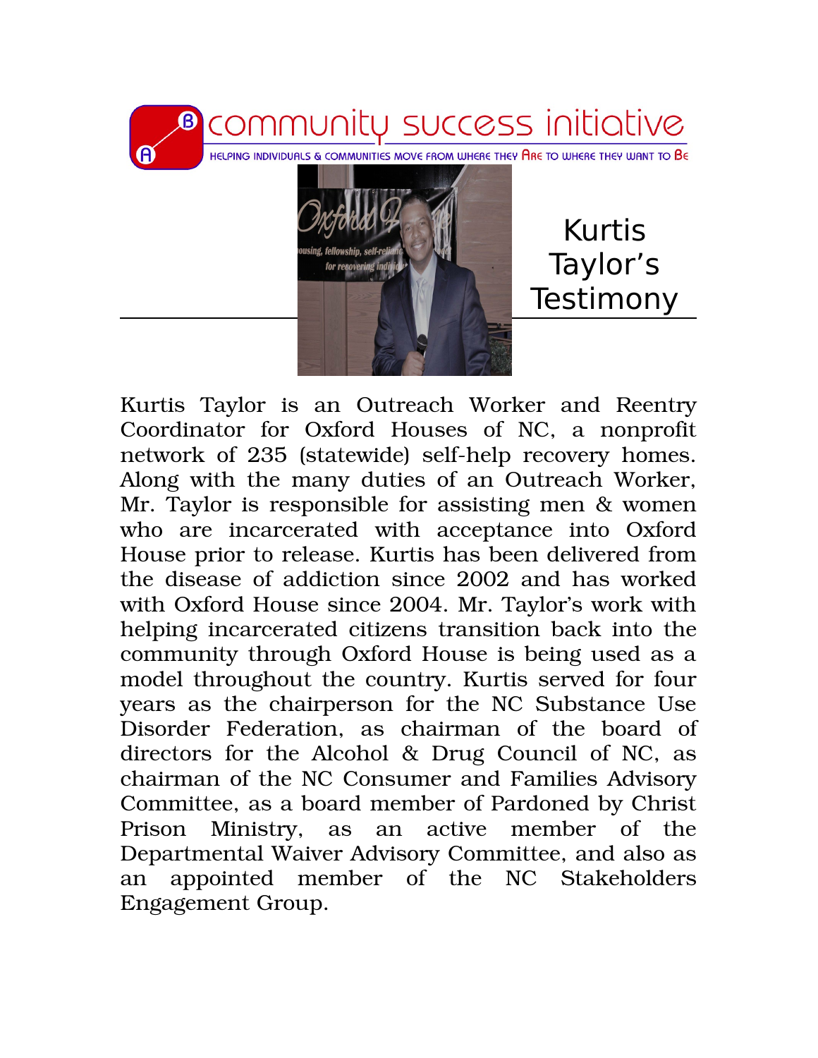community success initiative

HELPING INDIVIDUALS & COMMUNITIES MOVE FROM WHERE THEY ARE TO WHERE THEY WANT TO BE

# Kurtis Taylor's Testimony

Kurtis Taylor is an Outreach Worker and Reentry Coordinator for Oxford Houses of NC, a nonprofit network of 235 (statewide) self-help recovery homes. Along with the many duties of an Outreach Worker, Mr. Taylor is responsible for assisting men & women who are incarcerated with acceptance into Oxford House prior to release. Kurtis has been delivered from the disease of addiction since 2002 and has worked with Oxford House since 2004. Mr. Taylor's work with helping incarcerated citizens transition back into the community through Oxford House is being used as a model throughout the country. Kurtis served for four years as the chairperson for the NC Substance Use Disorder Federation, as chairman of the board of directors for the Alcohol & Drug Council of NC, as chairman of the NC Consumer and Families Advisory Committee, as a board member of Pardoned by Christ Prison Ministry, as an active member of the Departmental Waiver Advisory Committee, and also as an appointed member of the NC Stakeholders Engagement Group.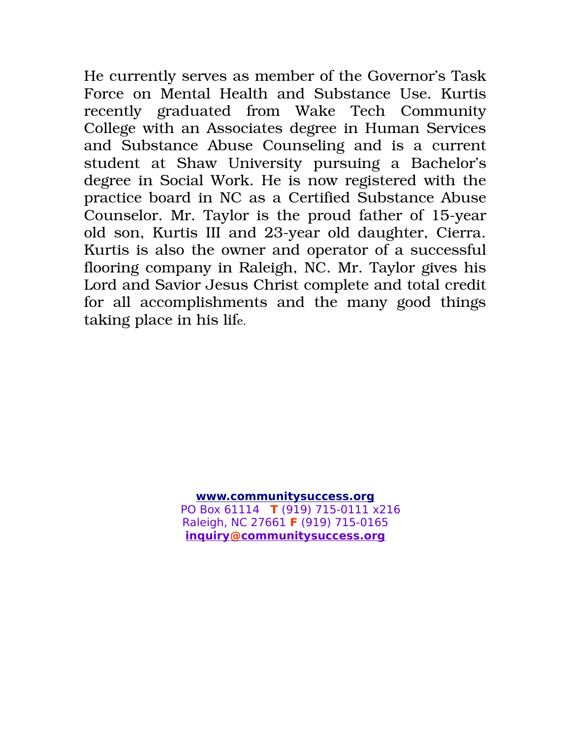He currently serves as member of the Governor's Task Force on Mental Health and Substance Use. Kurtis recently graduated from Wake Tech Community College with an Associates degree in Human Services and Substance Abuse Counseling and is a current student at Shaw University pursuing a Bachelor's degree in Social Work. He is now registered with the practice board in NC as a Certified Substance Abuse Counselor. Mr. Taylor is the proud father of 15-year old son, Kurtis III and 23-year old daughter, Cierra. Kurtis is also the owner and operator of a successful flooring company in Raleigh, NC. Mr. Taylor gives his Lord and Savior Jesus Christ complete and total credit for all accomplishments and the many good things taking place in his life.

**www.communitysuccess.org**
PO Box 61114 **T** (919) 715-0111 x216
Raleigh, NC 27661 **F** (919) 715-0165
**inquiry@communitysuccess.org**